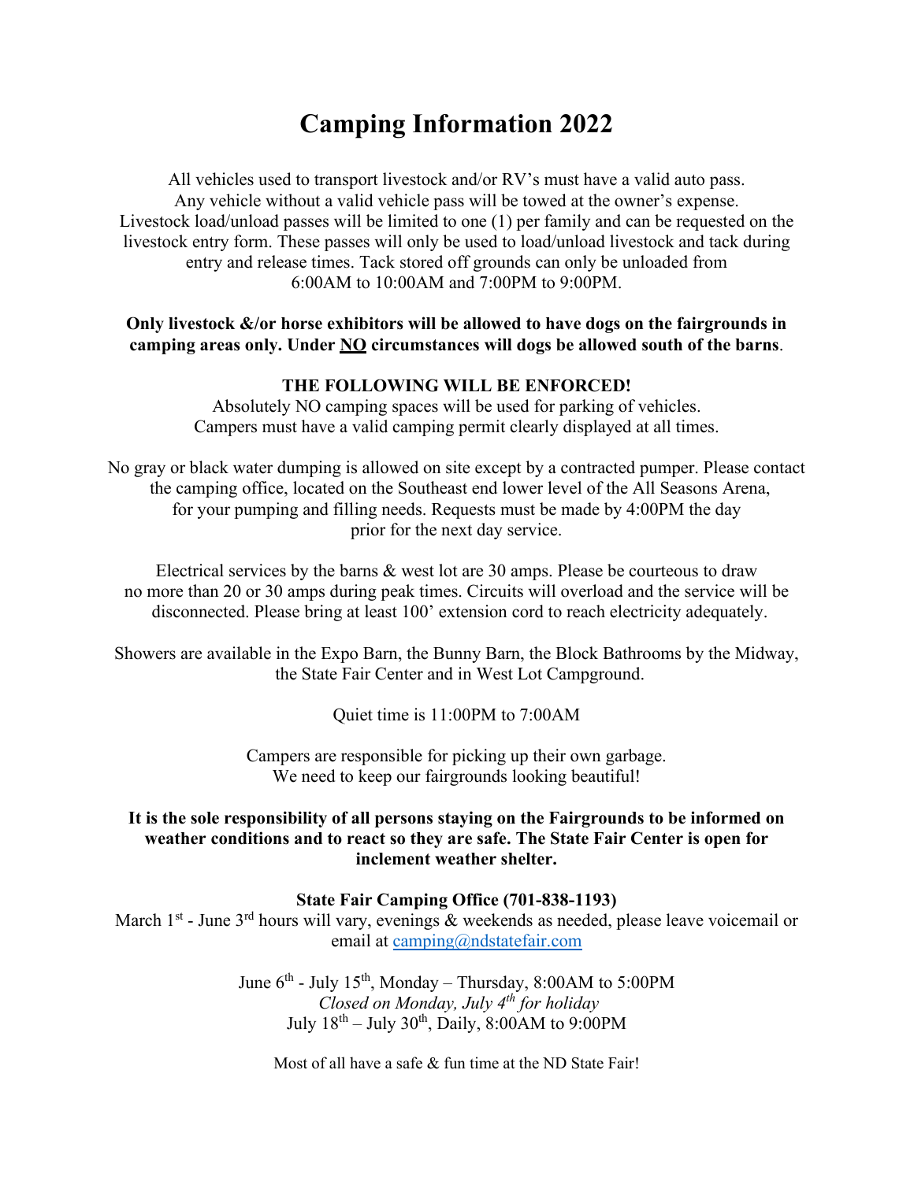# Camping Information 2022

All vehicles used to transport livestock and/or RV's must have a valid auto pass. Any vehicle without a valid vehicle pass will be towed at the owner's expense. Livestock load/unload passes will be limited to one (1) per family and can be requested on the livestock entry form. These passes will only be used to load/unload livestock and tack during entry and release times. Tack stored off grounds can only be unloaded from 6:00AM to 10:00AM and 7:00PM to 9:00PM.

**Only livestock &/or horse exhibitors will be allowed to have dogs on the fairgrounds in camping areas only. Under <u>NO</u> circumstances will dogs be allowed south of the barns**.

**THE FOLLOWING WILL BE ENFORCED!**

Absolutely NO camping spaces will be used for parking of vehicles.
Campers must have a valid camping permit clearly displayed at all times.

No gray or black water dumping is allowed on site except by a contracted pumper. Please contact the camping office, located on the Southeast end lower level of the All Seasons Arena, for your pumping and filling needs. Requests must be made by 4:00PM the day prior for the next day service.

Electrical services by the barns & west lot are 30 amps. Please be courteous to draw no more than 20 or 30 amps during peak times. Circuits will overload and the service will be disconnected. Please bring at least 100' extension cord to reach electricity adequately.

Showers are available in the Expo Barn, the Bunny Barn, the Block Bathrooms by the Midway, the State Fair Center and in West Lot Campground.

Quiet time is 11:00PM to 7:00AM

Campers are responsible for picking up their own garbage.
We need to keep our fairgrounds looking beautiful!

**It is the sole responsibility of all persons staying on the Fairgrounds to be informed on weather conditions and to react so they are safe. The State Fair Center is open for inclement weather shelter.**

**State Fair Camping Office (701-838-1193)**

March 1st - June 3rd hours will vary, evenings & weekends as needed, please leave voicemail or email at camping@ndstatefair.com

June 6th - July 15th, Monday – Thursday, 8:00AM to 5:00PM
*Closed on Monday, July 4th for holiday*
July 18th – July 30th, Daily, 8:00AM to 9:00PM

Most of all have a safe & fun time at the ND State Fair!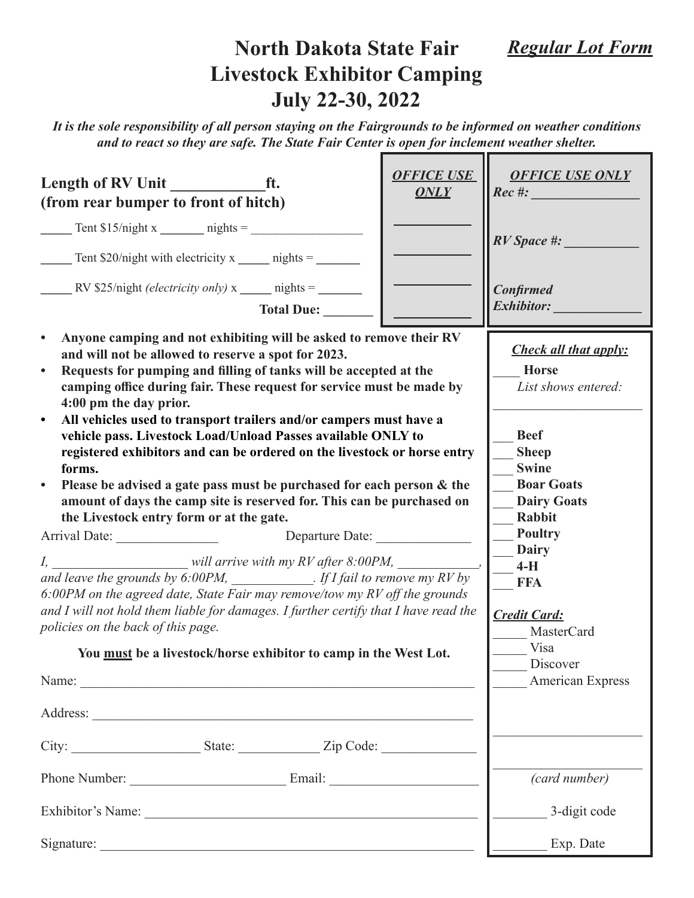# North Dakota State Fair Livestock Exhibitor Camping July 22-30, 2022

***Regular Lot Form***

***It is the sole responsibility of all person staying on the Fairgrounds to be informed on weather conditions and to react so they are safe. The State Fair Center is open for inclement weather shelter.***

**Length of RV Unit ____________ft.**
**(from rear bumper to front of hitch)**

_____ Tent $15/night x _______ nights = __________________

_____ Tent $20/night with electricity x _____ nights = _______

_____ RV $25/night *(electricity only)* x _____ nights = _______

**Total Due:** ________

***OFFICE USE ONLY***

___________

___________

___________

___________

***OFFICE USE ONLY***

***Rec #:*** ________________

***RV Space #:*** ___________

***Confirmed Exhibitor:*** _____________

- **Anyone camping and not exhibiting will be asked to remove their RV and will not be allowed to reserve a spot for 2023.**
- **Requests for pumping and filling of tanks will be accepted at the camping office during fair. These request for service must be made by 4:00 pm the day prior.**
- **All vehicles used to transport trailers and/or campers must have a vehicle pass. Livestock Load/Unload Passes available ONLY to registered exhibitors and can be ordered on the livestock or horse entry forms.**
- **Please be advised a gate pass must be purchased for each person & the amount of days the camp site is reserved for. This can be purchased on the Livestock entry form or at the gate.**

Arrival Date: _______________ Departure Date: ______________

*I, ____________________ will arrive with my RV after 8:00PM, ____________, and leave the grounds by 6:00PM, ____________. If I fail to remove my RV by 6:00PM on the agreed date, State Fair may remove/tow my RV off the grounds and I will not hold them liable for damages. I further certify that I have read the policies on the back of this page.*

**You <u>must</u> be a livestock/horse exhibitor to camp in the West Lot.**

Name: ____________________________________________________________

Address: __________________________________________________________

City: ___________________ State: ____________ Zip Code: ______________

Phone Number: _______________________ Email: ______________________

Exhibitor's Name: ___________________________________________________

Signature: _________________________________________________________

***Check all that apply:***

____ **Horse**
*List shows entered:*
______________________

___ **Beef**
___ **Sheep**
___ **Swine**
___ **Boar Goats**
___ **Dairy Goats**
___ **Rabbit**
___ **Poultry**
___ **Dairy**
___ **4-H**
___ **FFA**

***Credit Card:***
_____ MasterCard
_____ Visa
_____ Discover
_____ American Express

______________________

______________________
*(card number)*

________ 3-digit code

________ Exp. Date